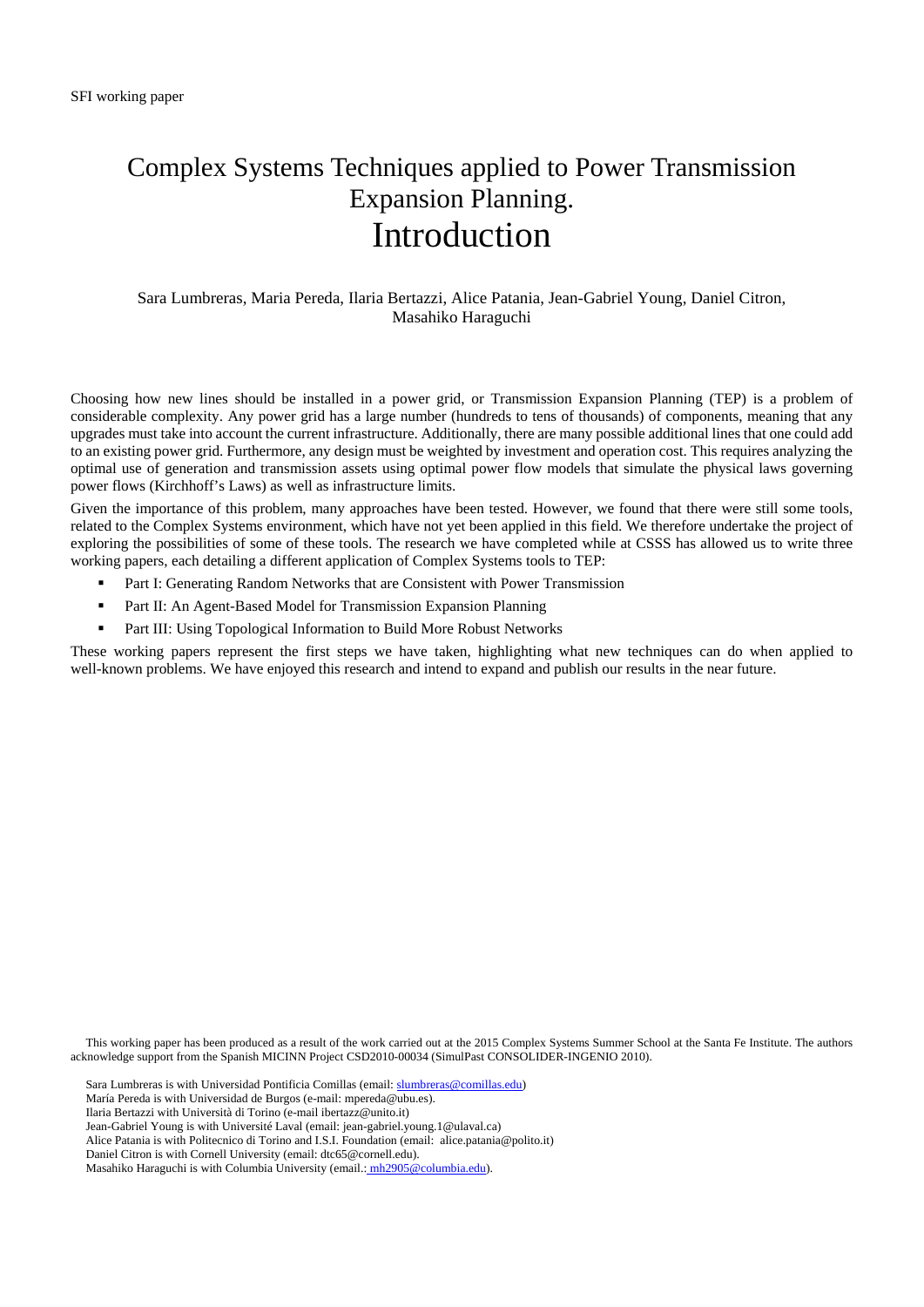SFI working paper

# Complex Systems Techniques applied to Power Transmission Expansion Planning.

# Introduction

Sara Lumbreras, Maria Pereda, Ilaria Bertazzi, Alice Patania, Jean-Gabriel Young, Daniel Citron, Masahiko Haraguchi

Choosing how new lines should be installed in a power grid, or Transmission Expansion Planning (TEP) is a problem of considerable complexity. Any power grid has a large number (hundreds to tens of thousands) of components, meaning that any upgrades must take into account the current infrastructure. Additionally, there are many possible additional lines that one could add to an existing power grid. Furthermore, any design must be weighted by investment and operation cost. This requires analyzing the optimal use of generation and transmission assets using optimal power flow models that simulate the physical laws governing power flows (Kirchhoff's Laws) as well as infrastructure limits.

Given the importance of this problem, many approaches have been tested. However, we found that there were still some tools, related to the Complex Systems environment, which have not yet been applied in this field. We therefore undertake the project of exploring the possibilities of some of these tools. The research we have completed while at CSSS has allowed us to write three working papers, each detailing a different application of Complex Systems tools to TEP:

- Part I: Generating Random Networks that are Consistent with Power Transmission
- Part II: An Agent-Based Model for Transmission Expansion Planning
- Part III: Using Topological Information to Build More Robust Networks

These working papers represent the first steps we have taken, highlighting what new techniques can do when applied to well-known problems. We have enjoyed this research and intend to expand and publish our results in the near future.

This working paper has been produced as a result of the work carried out at the 2015 Complex Systems Summer School at the Santa Fe Institute. The authors acknowledge support from the Spanish MICINN Project CSD2010-00034 (SimulPast CONSOLIDER-INGENIO 2010).

Sara Lumbreras is with Universidad Pontificia Comillas (email: slumbreras@comillas.edu)
María Pereda is with Universidad de Burgos (e-mail: mpereda@ubu.es).
Ilaria Bertazzi with Università di Torino (e-mail ibertazz@unito.it)
Jean-Gabriel Young is with Université Laval (email: jean-gabriel.young.1@ulaval.ca)
Alice Patania is with Politecnico di Torino and I.S.I. Foundation (email: alice.patania@polito.it)
Daniel Citron is with Cornell University (email: dtc65@cornell.edu).
Masahiko Haraguchi is with Columbia University (email.: mh2905@columbia.edu).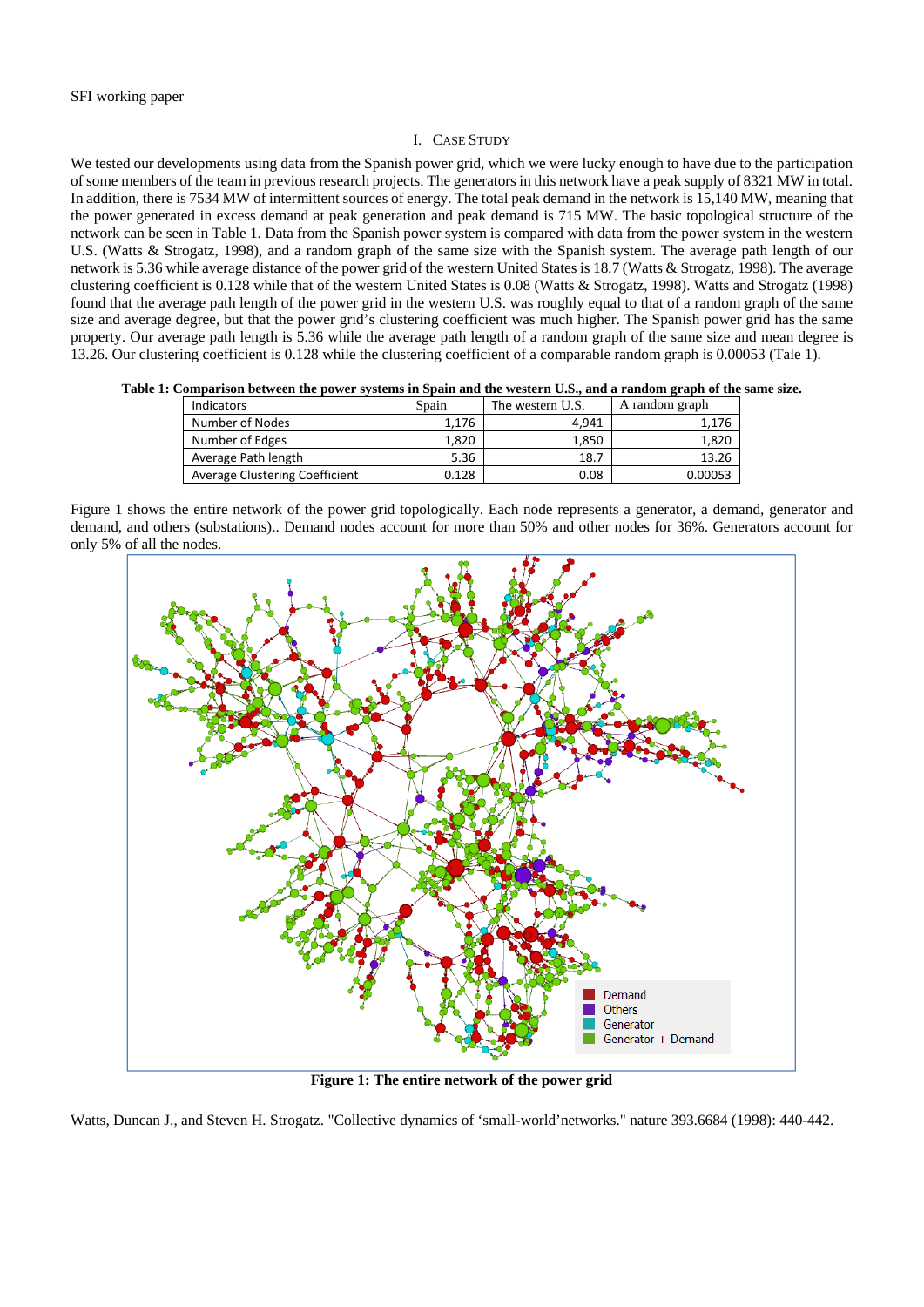SFI working paper

## I. Case Study

We tested our developments using data from the Spanish power grid, which we were lucky enough to have due to the participation of some members of the team in previous research projects. The generators in this network have a peak supply of 8321 MW in total. In addition, there is 7534 MW of intermittent sources of energy. The total peak demand in the network is 15,140 MW, meaning that the power generated in excess demand at peak generation and peak demand is 715 MW. The basic topological structure of the network can be seen in Table 1. Data from the Spanish power system is compared with data from the power system in the western U.S. (Watts & Strogatz, 1998), and a random graph of the same size with the Spanish system. The average path length of our network is 5.36 while average distance of the power grid of the western United States is 18.7 (Watts & Strogatz, 1998). The average clustering coefficient is 0.128 while that of the western United States is 0.08 (Watts & Strogatz, 1998). Watts and Strogatz (1998) found that the average path length of the power grid in the western U.S. was roughly equal to that of a random graph of the same size and average degree, but that the power grid's clustering coefficient was much higher. The Spanish power grid has the same property. Our average path length is 5.36 while the average path length of a random graph of the same size and mean degree is 13.26. Our clustering coefficient is 0.128 while the clustering coefficient of a comparable random graph is 0.00053 (Tale 1).

**Table 1: Comparison between the power systems in Spain and the western U.S., and a random graph of the same size.**

| Indicators | Spain | The western U.S. | A random graph |
|---|---|---|---|
| Number of Nodes | 1,176 | 4,941 | 1,176 |
| Number of Edges | 1,820 | 1,850 | 1,820 |
| Average Path length | 5.36 | 18.7 | 13.26 |
| Average Clustering Coefficient | 0.128 | 0.08 | 0.00053 |

Figure 1 shows the entire network of the power grid topologically. Each node represents a generator, a demand, generator and demand, and others (substations).. Demand nodes account for more than 50% and other nodes for 36%. Generators account for only 5% of all the nodes.

Demand
Others
Generator
Generator + Demand

**Figure 1: The entire network of the power grid**

Watts, Duncan J., and Steven H. Strogatz. "Collective dynamics of 'small-world'networks." nature 393.6684 (1998): 440-442.